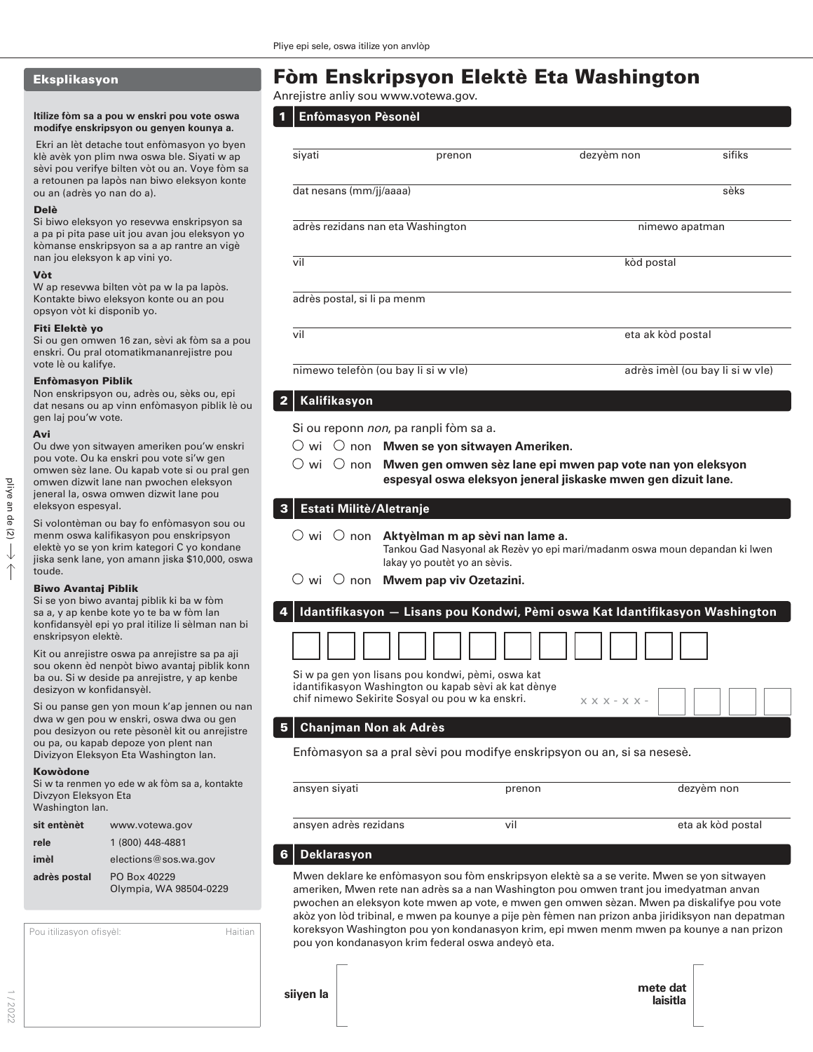Pliye epi sele, oswa itilize yon anvlòp

## Eksplikasyon

**Itilize fòm sa a pou w enskri pou vote oswa modifye enskripsyon ou genyen kounya a.**

Ekri an lèt detache tout enfòmasyon yo byen klè avèk yon plim nwa oswa ble. Siyati w ap sèvi pou verifye bilten vòt ou an. Voye fòm sa a retounen pa lapòs nan biwo eleksyon konte ou an (adrès yo nan do a).

**Delè**

Si biwo eleksyon yo resevwa enskripsyon sa a pa pi pita pase uit jou avan jou eleksyon yo kòmanse enskripsyon sa a ap rantre an vigè nan jou eleksyon k ap vini yo.

**Vòt**

W ap resevwa bilten vòt pa w la pa lapòs. Kontakte biwo eleksyon konte ou an pou opsyon vòt ki disponib yo.

**Fiti Elektè yo**

Si ou gen omwen 16 zan, sèvi ak fòm sa a pou enskri. Ou pral otomatikmananrejistre pou vote lè ou kalifye.

**Enfòmasyon Piblik**

Non enskripsyon ou, adrès ou, sèks ou, epi dat nesans ou ap vinn enfòmasyon piblik lè ou gen laj pou'w vote.

**Avi**

Ou dwe yon sitwayen ameriken pou'w enskri pou vote. Ou ka enskri pou vote si'w gen omwen sèz lane. Ou kapab vote si ou pral gen omwen dizwit lane nan pwochen eleksyon jeneral la, oswa omwen dizwit lane pou eleksyon espesyal.

Si volontèman ou bay fo enfòmasyon sou ou menm oswa kalifikasyon pou enskripsyon elektè yo se yon krim kategori C yo kondane jiska senk lane, yon amann jiska $10,000, oswa toude.

**Biwo Avantaj Piblik**

Si se yon biwo avantaj piblik ki ba w fòm sa a, y ap kenbe kote yo te ba w fòm lan konfidansyèl epi yo pral itilize li sèlman nan bi enskripsyon elektè.

Kit ou anrejistre oswa pa anrejistre sa pa aji sou okenn èd nenpòt biwo avantaj piblik konn ba ou. Si w deside pa anrejistre, y ap kenbe desizyon w konfidansyèl.

Si ou panse gen yon moun k'ap jennen ou nan dwa w gen pou w enskri, oswa dwa ou gen pou desizyon ou rete pèsonèl kit ou anrejistre ou pa, ou kapab depoze yon plent nan Divizyon Eleksyon Eta Washington lan.

**Kowòdone**

Si w ta renmen yo ede w ak fòm sa a, kontakte Divzyon Eleksyon Eta Washington lan.

| | |
|---|---|
| **sit entènèt** | www.votewa.gov |
| **rele** | 1 (800) 448-4881 |
| **imèl** | elections@sos.wa.gov |
| **adrès postal** | PO Box 40229<br>Olympia, WA 98504-0229 |

Pou itilizasyon ofisyèl: Haitian

pliye an de (2)

# Fòm Enskripsyon Elektè Eta Washington

Anrejistre anliy sou www.votewa.gov.

## 1 Enfòmasyon Pèsonèl

siyati | prenon | dezyèm non | sifiks

dat nesans (mm/jj/aaaa) | sèks

adrès rezidans nan eta Washington | nimewo apatman

vil | kòd postal

adrès postal, si li pa menm

vil | eta ak kòd postal

nimewo telefòn (ou bay li si w vle) | adrès imèl (ou bay li si w vle)

## 2 Kalifikasyon

Si ou reponn *non*, pa ranpli fòm sa a.

- ○ wi ○ non **Mwen se yon sitwayen Ameriken.**
- ○ wi ○ non **Mwen gen omwen sèz lane epi mwen pap vote nan yon eleksyon espesyal oswa eleksyon jeneral jiskaske mwen gen dizuit lane.**

## 3 Estati Militè/Aletranje

- ○ wi ○ non **Aktyèlman m ap sèvi nan lame a.**
  Tankou Gad Nasyonal ak Rezèv yo epi mari/madanm oswa moun depandan ki lwen lakay yo poutèt yo an sèvis.
- ○ wi ○ non **Mwem pap viv Ozetazini.**

## 4 Idantifikasyon — Lisans pou Kondwi, Pèmi oswa Kat Idantifikasyon Washington

Si w pa gen yon lisans pou kondwi, pèmi, oswa kat idantifikasyon Washington ou kapab sèvi ak kat dènye chif nimewo Sekirite Sosyal ou pou w ka enskri. x x x - x x -

## 5 Chanjman Non ak Adrès

Enfòmasyon sa a pral sèvi pou modifye enskripsyon ou an, si sa nesesè.

ansyen siyati | prenon | dezyèm non

ansyen adrès rezidans | vil | eta ak kòd postal

## 6 Deklarasyon

Mwen deklare ke enfòmasyon sou fòm enskripsyon elektè sa a se verite. Mwen se yon sitwayen ameriken, Mwen rete nan adrès sa a nan Washington pou omwen trant jou imedyatman anvan pwochen an eleksyon kote mwen ap vote, e mwen gen omwen sèzan. Mwen pa diskalifye pou vote akòz yon lòd tribinal, e mwen pa kounye a pije pèn fèmen nan prizon anba jiridiksyon nan depatman koreksyon Washington pou yon kondanasyon krim, epi mwen menm mwen pa kounye a nan prizon pou yon kondanasyon krim federal oswa andeyò eta.

**siiyen la** | **mete dat laisitla**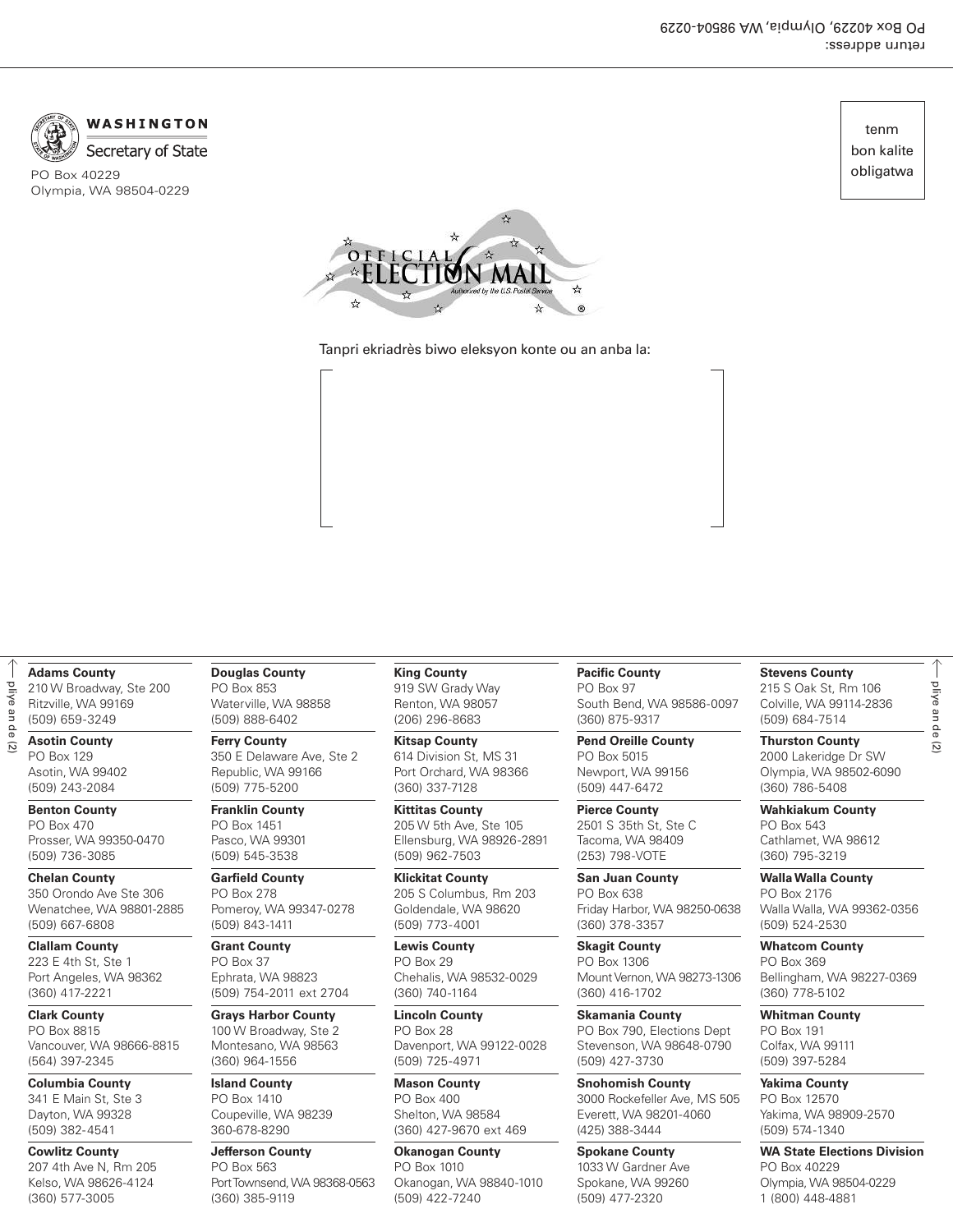return address:
PO Box 40229, Olympia, WA 98504-0229

**WASHINGTON**
Secretary of State
PO Box 40229
Olympia, WA 98504-0229

tenm
bon kalite
obligatwa

OFFICIAL ELECTION MAIL
Authorized by the U.S. Postal Service

Tanpri ekriadrès biwo eleksyon konte ou an anba la:

pliye an de (2)

**Adams County**
210 W Broadway, Ste 200
Ritzville, WA 99169
(509) 659-3249

**Asotin County**
PO Box 129
Asotin, WA 99402
(509) 243-2084

**Benton County**
PO Box 470
Prosser, WA 99350-0470
(509) 736-3085

**Chelan County**
350 Orondo Ave Ste 306
Wenatchee, WA 98801-2885
(509) 667-6808

**Clallam County**
223 E 4th St, Ste 1
Port Angeles, WA 98362
(360) 417-2221

**Clark County**
PO Box 8815
Vancouver, WA 98666-8815
(564) 397-2345

**Columbia County**
341 E Main St, Ste 3
Dayton, WA 99328
(509) 382-4541

**Cowlitz County**
207 4th Ave N, Rm 205
Kelso, WA 98626-4124
(360) 577-3005

**Douglas County**
PO Box 853
Waterville, WA 98858
(509) 888-6402

**Ferry County**
350 E Delaware Ave, Ste 2
Republic, WA 99166
(509) 775-5200

**Franklin County**
PO Box 1451
Pasco, WA 99301
(509) 545-3538

**Garfield County**
PO Box 278
Pomeroy, WA 99347-0278
(509) 843-1411

**Grant County**
PO Box 37
Ephrata, WA 98823
(509) 754-2011 ext 2704

**Grays Harbor County**
100 W Broadway, Ste 2
Montesano, WA 98563
(360) 964-1556

**Island County**
PO Box 1410
Coupeville, WA 98239
360-678-8290

**Jefferson County**
PO Box 563
Port Townsend, WA 98368-0563
(360) 385-9119

**King County**
919 SW Grady Way
Renton, WA 98057
(206) 296-8683

**Kitsap County**
614 Division St, MS 31
Port Orchard, WA 98366
(360) 337-7128

**Kittitas County**
205 W 5th Ave, Ste 105
Ellensburg, WA 98926-2891
(509) 962-7503

**Klickitat County**
205 S Columbus, Rm 203
Goldendale, WA 98620
(509) 773-4001

**Lewis County**
PO Box 29
Chehalis, WA 98532-0029
(360) 740-1164

**Lincoln County**
PO Box 28
Davenport, WA 99122-0028
(509) 725-4971

**Mason County**
PO Box 400
Shelton, WA 98584
(360) 427-9670 ext 469

**Okanogan County**
PO Box 1010
Okanogan, WA 98840-1010
(509) 422-7240

**Pacific County**
PO Box 97
South Bend, WA 98586-0097
(360) 875-9317

**Pend Oreille County**
PO Box 5015
Newport, WA 99156
(509) 447-6472

**Pierce County**
2501 S 35th St, Ste C
Tacoma, WA 98409
(253) 798-VOTE

**San Juan County**
PO Box 638
Friday Harbor, WA 98250-0638
(360) 378-3357

**Skagit County**
PO Box 1306
Mount Vernon, WA 98273-1306
(360) 416-1702

**Skamania County**
PO Box 790, Elections Dept
Stevenson, WA 98648-0790
(509) 427-3730

**Snohomish County**
3000 Rockefeller Ave, MS 505
Everett, WA 98201-4060
(425) 388-3444

**Spokane County**
1033 W Gardner Ave
Spokane, WA 99260
(509) 477-2320

**Stevens County**
215 S Oak St, Rm 106
Colville, WA 99114-2836
(509) 684-7514

**Thurston County**
2000 Lakeridge Dr SW
Olympia, WA 98502-6090
(360) 786-5408

**Wahkiakum County**
PO Box 543
Cathlamet, WA 98612
(360) 795-3219

**Walla Walla County**
PO Box 2176
Walla Walla, WA 99362-0356
(509) 524-2530

**Whatcom County**
PO Box 369
Bellingham, WA 98227-0369
(360) 778-5102

**Whitman County**
PO Box 191
Colfax, WA 99111
(509) 397-5284

**Yakima County**
PO Box 12570
Yakima, WA 98909-2570
(509) 574-1340

**WA State Elections Division**
PO Box 40229
Olympia, WA 98504-0229
1 (800) 448-4881

pliye an de (2)